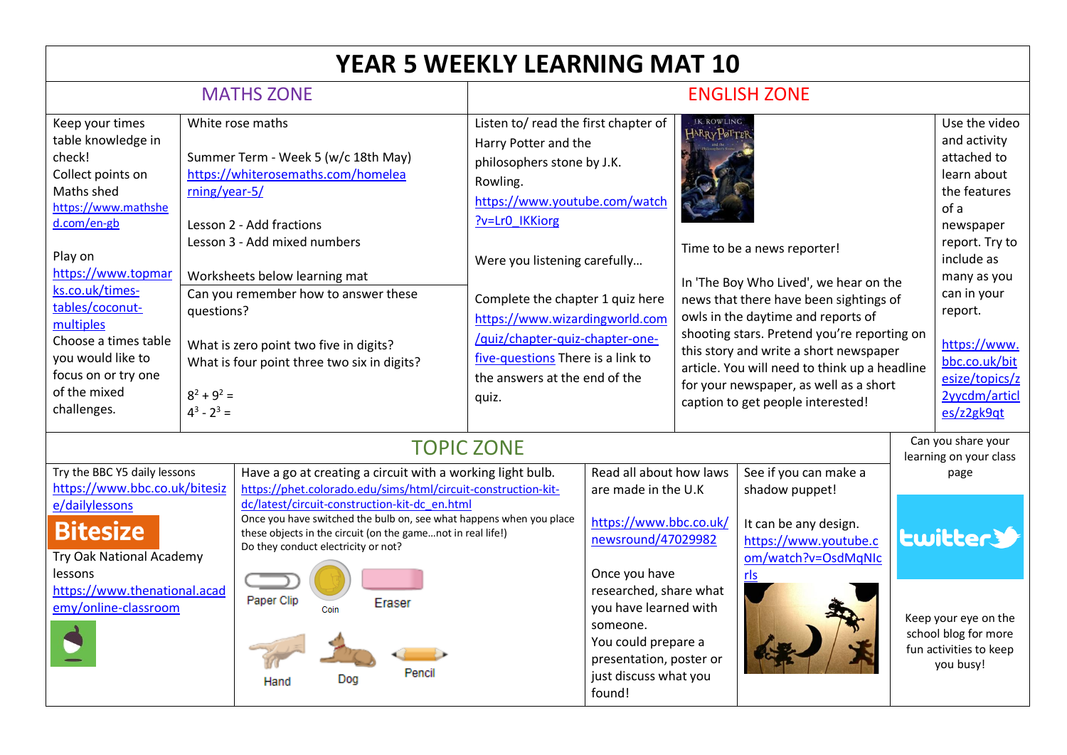# YEAR 5 WEEKLY LEARNING MAT 10

## MATHS ZONE

Keep your times table knowledge in check!
Collect points on Maths shed
https://www.mathshed.com/en-gb

Play on https://www.topmarks.co.uk/times-tables/coconut-multiples
Choose a times table you would like to focus on or try one of the mixed challenges.

White rose maths

Summer Term - Week 5 (w/c 18th May)
https://whiterosemaths.com/homelearning/year-5/

Lesson 2 - Add fractions
Lesson 3 - Add mixed numbers

Worksheets below learning mat

Can you remember how to answer these questions?

What is zero point two five in digits?
What is four point three two six in digits?

$8^2 + 9^2 =$
$4^3 - 2^3 =$

## ENGLISH ZONE

Listen to/ read the first chapter of Harry Potter and the philosophers stone by J.K. Rowling.
https://www.youtube.com/watch?v=Lr0_IKKiorg

Were you listening carefully…

Complete the chapter 1 quiz here https://www.wizardingworld.com/quiz/chapter-quiz-chapter-one-five-questions There is a link to the answers at the end of the quiz.

Time to be a news reporter!

In 'The Boy Who Lived', we hear on the news that there have been sightings of owls in the daytime and reports of shooting stars. Pretend you're reporting on this story and write a short newspaper article. You will need to think up a headline for your newspaper, as well as a short caption to get people interested!

Use the video and activity attached to learn about the features of a newspaper report. Try to include as many as you can in your report.

https://www.bbc.co.uk/bitesize/topics/z2yycdm/articles/z2gk9qt

## TOPIC ZONE

Try the BBC Y5 daily lessons
https://www.bbc.co.uk/bitesize/dailylessons

Bitesize

Try Oak National Academy lessons
https://www.thenational.academy/online-classroom

Have a go at creating a circuit with a working light bulb.
https://phet.colorado.edu/sims/html/circuit-construction-kit-dc/latest/circuit-construction-kit-dc_en.html
Once you have switched the bulb on, see what happens when you place these objects in the circuit (on the game…not in real life!)
Do they conduct electricity or not?

Paper Clip, Coin, Eraser, Hand, Dog, Pencil

Read all about how laws are made in the U.K

https://www.bbc.co.uk/newsround/47029982

Once you have researched, share what you have learned with someone.
You could prepare a presentation, poster or just discuss what you found!

See if you can make a shadow puppet!

It can be any design.
https://www.youtube.com/watch?v=OsdMqNIcrls

Can you share your learning on your class page

twitter

Keep your eye on the school blog for more fun activities to keep you busy!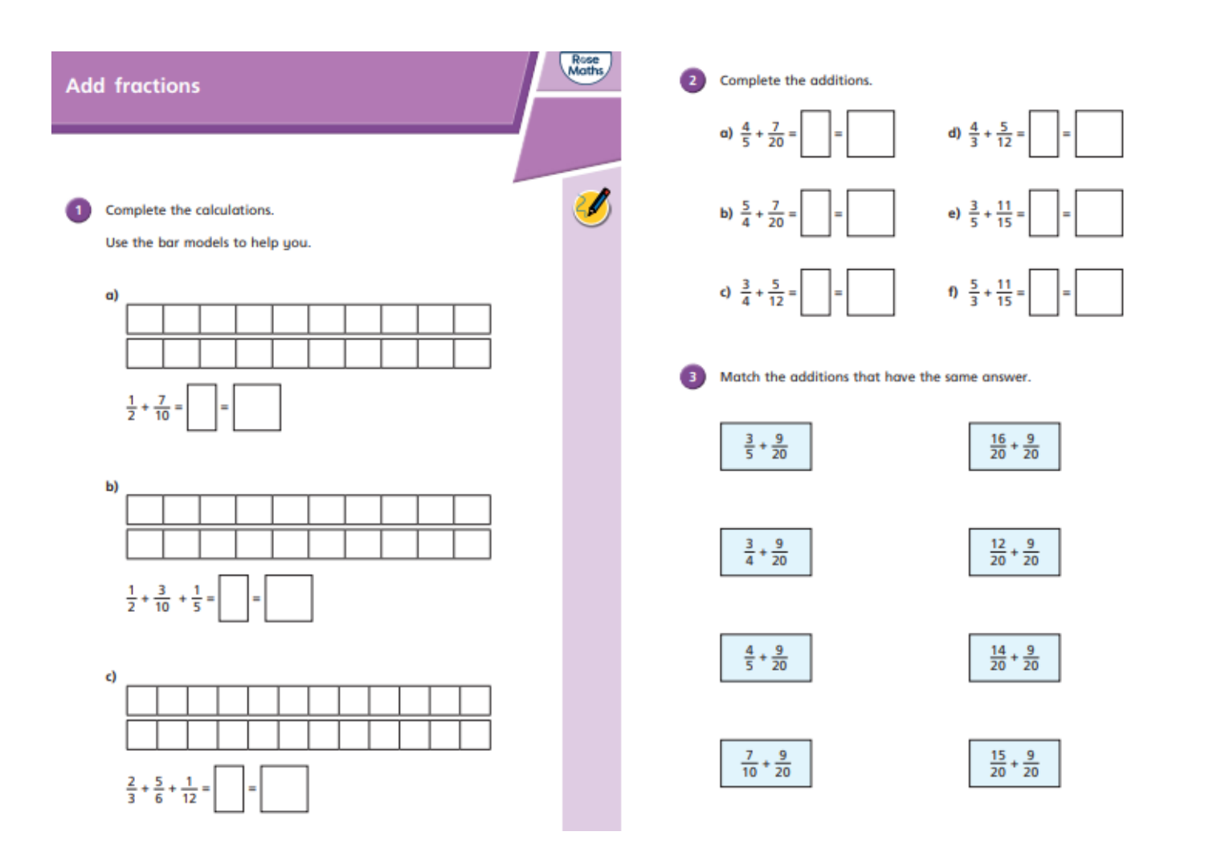# Add fractions

**1** Complete the calculations.

Use the bar models to help you.

a)

$\frac{1}{2} + \frac{7}{10} = \square = \square$

b)

$\frac{1}{2} + \frac{3}{10} + \frac{1}{5} = \square = \square$

c)

$\frac{2}{3} + \frac{5}{6} + \frac{1}{12} = \square = \square$

**2** Complete the additions.

a) $\frac{4}{5} + \frac{7}{20} = \square = \square$

b) $\frac{5}{4} + \frac{7}{20} = \square = \square$

c) $\frac{3}{4} + \frac{5}{12} = \square = \square$

d) $\frac{4}{3} + \frac{5}{12} = \square = \square$

e) $\frac{3}{5} + \frac{11}{15} = \square = \square$

f) $\frac{5}{3} + \frac{11}{15} = \square = \square$

**3** Match the additions that have the same answer.

| | |
|---|---|
| $\frac{3}{5} + \frac{9}{20}$ | $\frac{16}{20} + \frac{9}{20}$ |
| $\frac{3}{4} + \frac{9}{20}$ | $\frac{12}{20} + \frac{9}{20}$ |
| $\frac{4}{5} + \frac{9}{20}$ | $\frac{14}{20} + \frac{9}{20}$ |
| $\frac{7}{10} + \frac{9}{20}$ | $\frac{15}{20} + \frac{9}{20}$ |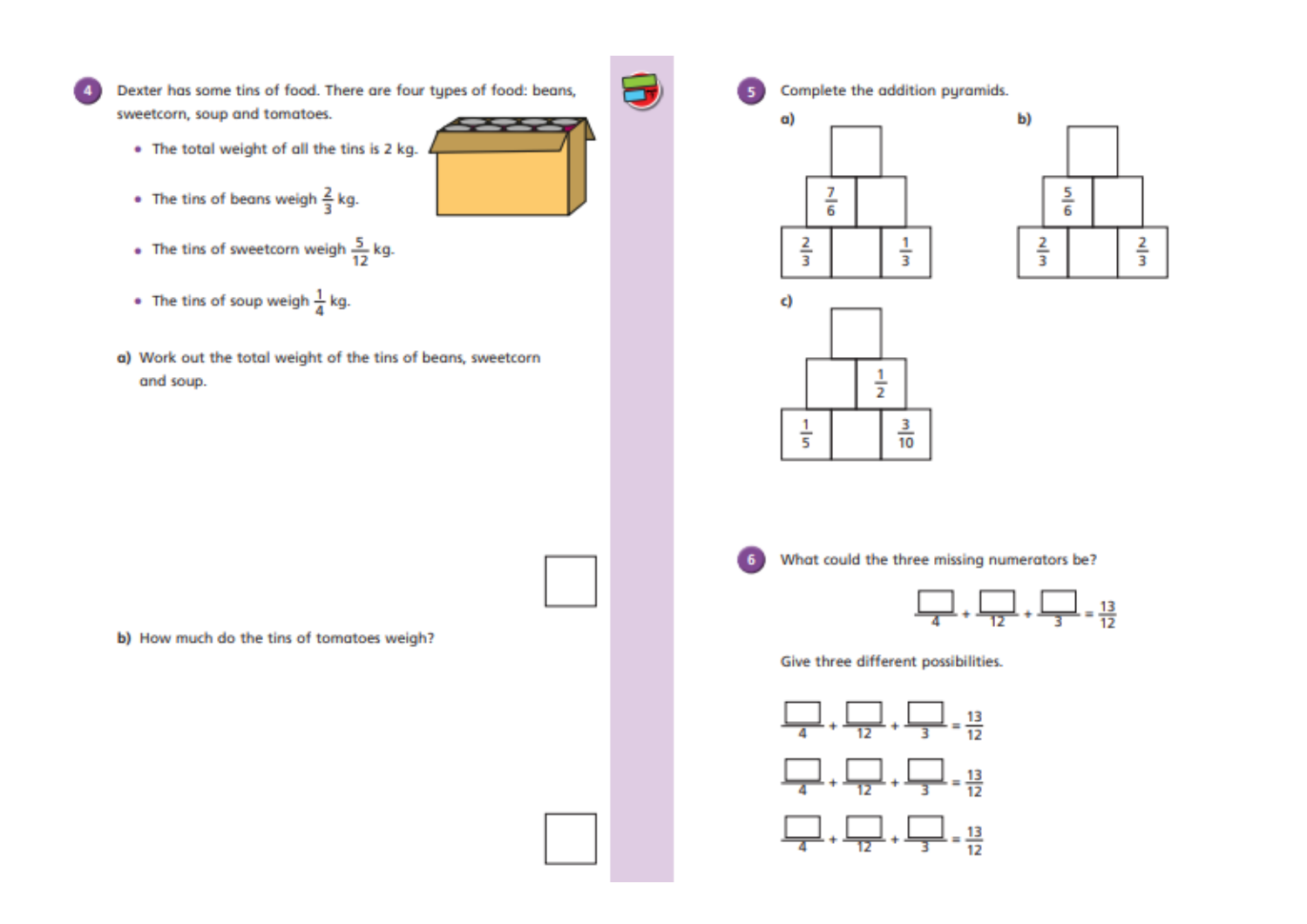**4** Dexter has some tins of food. There are four types of food: beans, sweetcorn, soup and tomatoes.

- The total weight of all the tins is 2 kg.
- The tins of beans weigh $\frac{2}{3}$ kg.
- The tins of sweetcorn weigh $\frac{5}{12}$ kg.
- The tins of soup weigh $\frac{1}{4}$ kg.

a) Work out the total weight of the tins of beans, sweetcorn and soup.

☐

b) How much do the tins of tomatoes weigh?

☐

**5** Complete the addition pyramids.

a)

| | ☐ | |
|---|---|---|
| | $\frac{7}{6}$ ☐ | |
| $\frac{2}{3}$ | ☐ | $\frac{1}{3}$ |

b)

| | ☐ | |
|---|---|---|
| | $\frac{5}{6}$ ☐ | |
| $\frac{2}{3}$ | ☐ | $\frac{2}{3}$ |

c)

| | ☐ | |
|---|---|---|
| | ☐ $\frac{1}{2}$ | |
| $\frac{1}{5}$ | ☐ | $\frac{3}{10}$ |

**6** What could the three missing numerators be?

$$\frac{\square}{4} + \frac{\square}{12} + \frac{\square}{3} = \frac{13}{12}$$

Give three different possibilities.

$$\frac{\square}{4} + \frac{\square}{12} + \frac{\square}{3} = \frac{13}{12}$$

$$\frac{\square}{4} + \frac{\square}{12} + \frac{\square}{3} = \frac{13}{12}$$

$$\frac{\square}{4} + \frac{\square}{12} + \frac{\square}{3} = \frac{13}{12}$$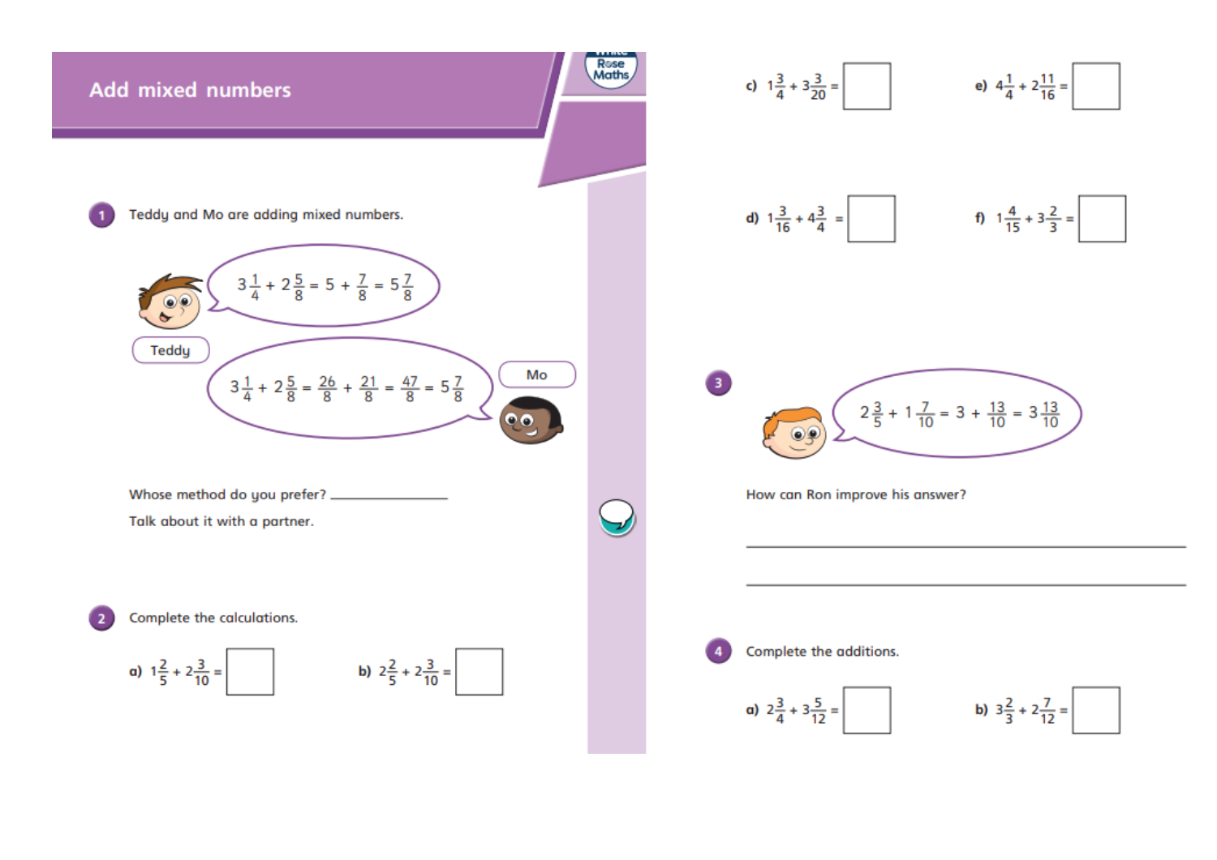# Add mixed numbers

**1** Teddy and Mo are adding mixed numbers.

Teddy: $3\frac{1}{4} + 2\frac{5}{8} = 5 + \frac{7}{8} = 5\frac{7}{8}$

Mo: $3\frac{1}{4} + 2\frac{5}{8} = \frac{26}{8} + \frac{21}{8} = \frac{47}{8} = 5\frac{7}{8}$

Whose method do you prefer? ________________

Talk about it with a partner.

**2** Complete the calculations.

a) $1\frac{2}{5} + 2\frac{3}{10} =$ ☐

b) $2\frac{2}{5} + 2\frac{3}{10} =$ ☐

c) $1\frac{3}{4} + 3\frac{3}{20} =$ ☐

d) $1\frac{3}{16} + 4\frac{3}{4} =$ ☐

e) $4\frac{1}{4} + 2\frac{11}{16} =$ ☐

f) $1\frac{4}{15} + 3\frac{2}{3} =$ ☐

**3**

$2\frac{3}{5} + 1\frac{7}{10} = 3 + \frac{13}{10} = 3\frac{13}{10}$

How can Ron improve his answer?

________________________________________

________________________________________

**4** Complete the additions.

a) $2\frac{3}{4} + 3\frac{5}{12} =$ ☐

b) $3\frac{2}{3} + 2\frac{7}{12} =$ ☐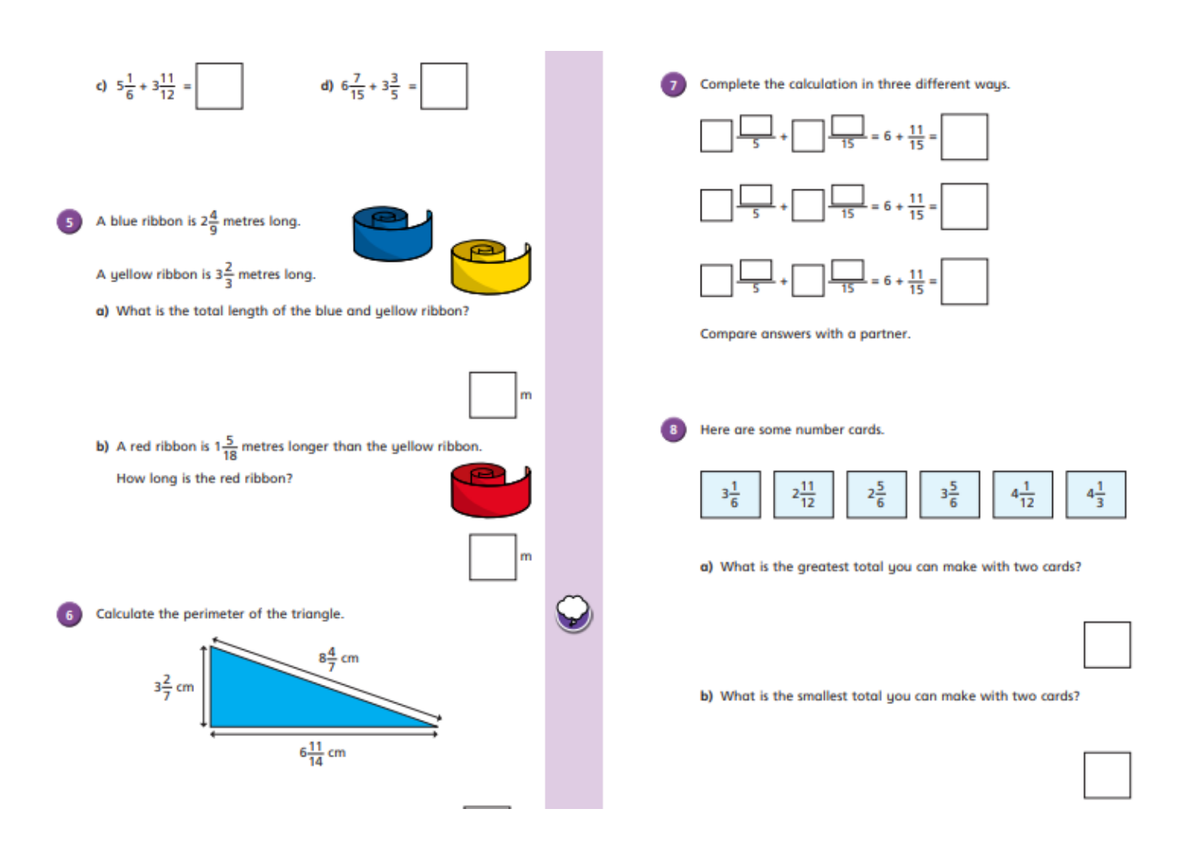c) $5\frac{1}{6} + 3\frac{11}{12} = \square$

d) $6\frac{7}{15} + 3\frac{3}{5} = \square$

**5** A blue ribbon is $2\frac{4}{9}$ metres long.

A yellow ribbon is $3\frac{2}{3}$ metres long.

**a)** What is the total length of the blue and yellow ribbon?

$\square$ m

**b)** A red ribbon is $1\frac{5}{18}$ metres longer than the yellow ribbon.

How long is the red ribbon?

$\square$ m

**6** Calculate the perimeter of the triangle.

$3\frac{2}{7}$ cm

$8\frac{4}{7}$ cm

$6\frac{11}{14}$ cm

**7** Complete the calculation in three different ways.

$\square\frac{\square}{5} + \square\frac{\square}{15} = 6 + \frac{11}{15} = \square$

$\square\frac{\square}{5} + \square\frac{\square}{15} = 6 + \frac{11}{15} = \square$

$\square\frac{\square}{5} + \square\frac{\square}{15} = 6 + \frac{11}{15} = \square$

Compare answers with a partner.

**8** Here are some number cards.

$3\frac{1}{6}$ $2\frac{11}{12}$ $2\frac{5}{6}$ $3\frac{5}{6}$ $4\frac{1}{12}$ $4\frac{1}{3}$

**a)** What is the greatest total you can make with two cards?

$\square$

**b)** What is the smallest total you can make with two cards?

$\square$